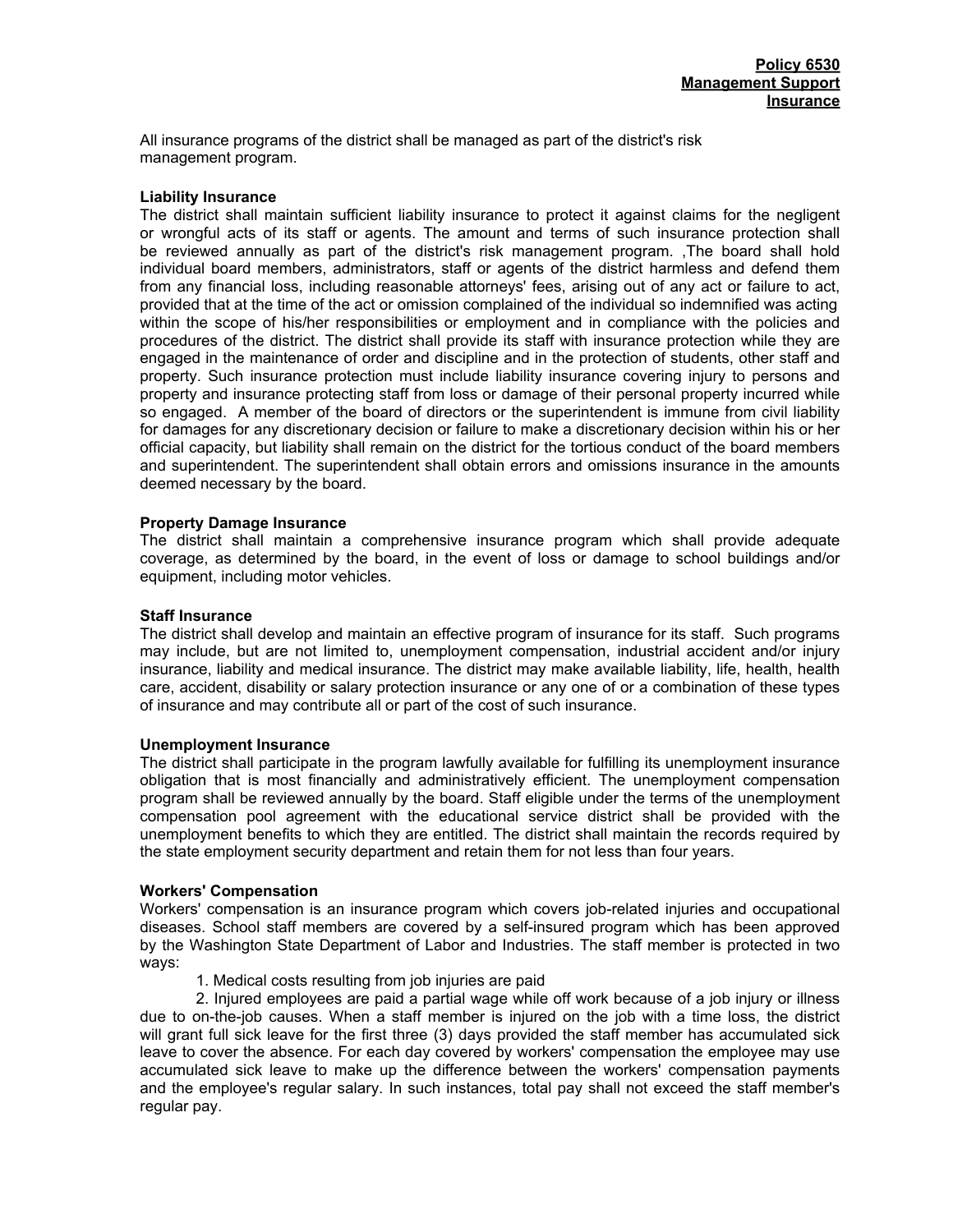**Policy 6530**
**Management Support**
**Insurance**

All insurance programs of the district shall be managed as part of the district's risk management program.

**Liability Insurance**

The district shall maintain sufficient liability insurance to protect it against claims for the negligent or wrongful acts of its staff or agents. The amount and terms of such insurance protection shall be reviewed annually as part of the district's risk management program. ,The board shall hold individual board members, administrators, staff or agents of the district harmless and defend them from any financial loss, including reasonable attorneys' fees, arising out of any act or failure to act, provided that at the time of the act or omission complained of the individual so indemnified was acting within the scope of his/her responsibilities or employment and in compliance with the policies and procedures of the district. The district shall provide its staff with insurance protection while they are engaged in the maintenance of order and discipline and in the protection of students, other staff and property. Such insurance protection must include liability insurance covering injury to persons and property and insurance protecting staff from loss or damage of their personal property incurred while so engaged. A member of the board of directors or the superintendent is immune from civil liability for damages for any discretionary decision or failure to make a discretionary decision within his or her official capacity, but liability shall remain on the district for the tortious conduct of the board members and superintendent. The superintendent shall obtain errors and omissions insurance in the amounts deemed necessary by the board.

**Property Damage Insurance**

The district shall maintain a comprehensive insurance program which shall provide adequate coverage, as determined by the board, in the event of loss or damage to school buildings and/or equipment, including motor vehicles.

**Staff Insurance**

The district shall develop and maintain an effective program of insurance for its staff. Such programs may include, but are not limited to, unemployment compensation, industrial accident and/or injury insurance, liability and medical insurance. The district may make available liability, life, health, health care, accident, disability or salary protection insurance or any one of or a combination of these types of insurance and may contribute all or part of the cost of such insurance.

**Unemployment Insurance**

The district shall participate in the program lawfully available for fulfilling its unemployment insurance obligation that is most financially and administratively efficient. The unemployment compensation program shall be reviewed annually by the board. Staff eligible under the terms of the unemployment compensation pool agreement with the educational service district shall be provided with the unemployment benefits to which they are entitled. The district shall maintain the records required by the state employment security department and retain them for not less than four years.

**Workers' Compensation**

Workers' compensation is an insurance program which covers job-related injuries and occupational diseases. School staff members are covered by a self-insured program which has been approved by the Washington State Department of Labor and Industries. The staff member is protected in two ways:

1. Medical costs resulting from job injuries are paid
2. Injured employees are paid a partial wage while off work because of a job injury or illness due to on-the-job causes. When a staff member is injured on the job with a time loss, the district will grant full sick leave for the first three (3) days provided the staff member has accumulated sick leave to cover the absence. For each day covered by workers' compensation the employee may use accumulated sick leave to make up the difference between the workers' compensation payments and the employee's regular salary. In such instances, total pay shall not exceed the staff member's regular pay.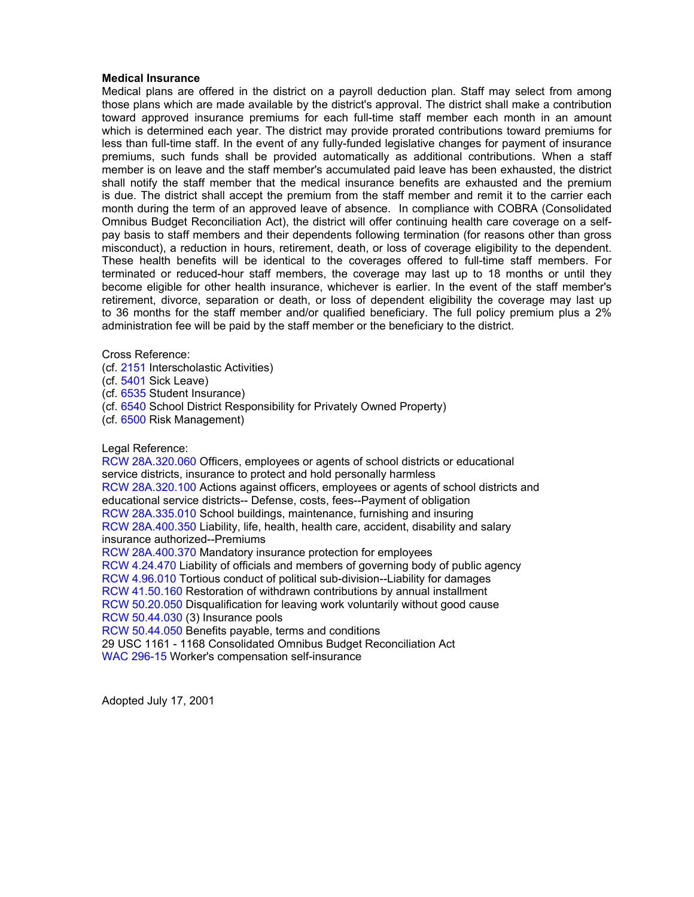**Medical Insurance**

Medical plans are offered in the district on a payroll deduction plan. Staff may select from among those plans which are made available by the district's approval. The district shall make a contribution toward approved insurance premiums for each full-time staff member each month in an amount which is determined each year. The district may provide prorated contributions toward premiums for less than full-time staff. In the event of any fully-funded legislative changes for payment of insurance premiums, such funds shall be provided automatically as additional contributions. When a staff member is on leave and the staff member's accumulated paid leave has been exhausted, the district shall notify the staff member that the medical insurance benefits are exhausted and the premium is due. The district shall accept the premium from the staff member and remit it to the carrier each month during the term of an approved leave of absence. In compliance with COBRA (Consolidated Omnibus Budget Reconciliation Act), the district will offer continuing health care coverage on a self-pay basis to staff members and their dependents following termination (for reasons other than gross misconduct), a reduction in hours, retirement, death, or loss of coverage eligibility to the dependent. These health benefits will be identical to the coverages offered to full-time staff members. For terminated or reduced-hour staff members, the coverage may last up to 18 months or until they become eligible for other health insurance, whichever is earlier. In the event of the staff member's retirement, divorce, separation or death, or loss of dependent eligibility the coverage may last up to 36 months for the staff member and/or qualified beneficiary. The full policy premium plus a 2% administration fee will be paid by the staff member or the beneficiary to the district.

Cross Reference:
(cf. 2151 Interscholastic Activities)
(cf. 5401 Sick Leave)
(cf. 6535 Student Insurance)
(cf. 6540 School District Responsibility for Privately Owned Property)
(cf. 6500 Risk Management)

Legal Reference:
RCW 28A.320.060 Officers, employees or agents of school districts or educational service districts, insurance to protect and hold personally harmless
RCW 28A.320.100 Actions against officers, employees or agents of school districts and educational service districts-- Defense, costs, fees--Payment of obligation
RCW 28A.335.010 School buildings, maintenance, furnishing and insuring
RCW 28A.400.350 Liability, life, health, health care, accident, disability and salary insurance authorized--Premiums
RCW 28A.400.370 Mandatory insurance protection for employees
RCW 4.24.470 Liability of officials and members of governing body of public agency
RCW 4.96.010 Tortious conduct of political sub-division--Liability for damages
RCW 41.50.160 Restoration of withdrawn contributions by annual installment
RCW 50.20.050 Disqualification for leaving work voluntarily without good cause
RCW 50.44.030 (3) Insurance pools
RCW 50.44.050 Benefits payable, terms and conditions
29 USC 1161 - 1168 Consolidated Omnibus Budget Reconciliation Act
WAC 296-15 Worker's compensation self-insurance

Adopted July 17, 2001